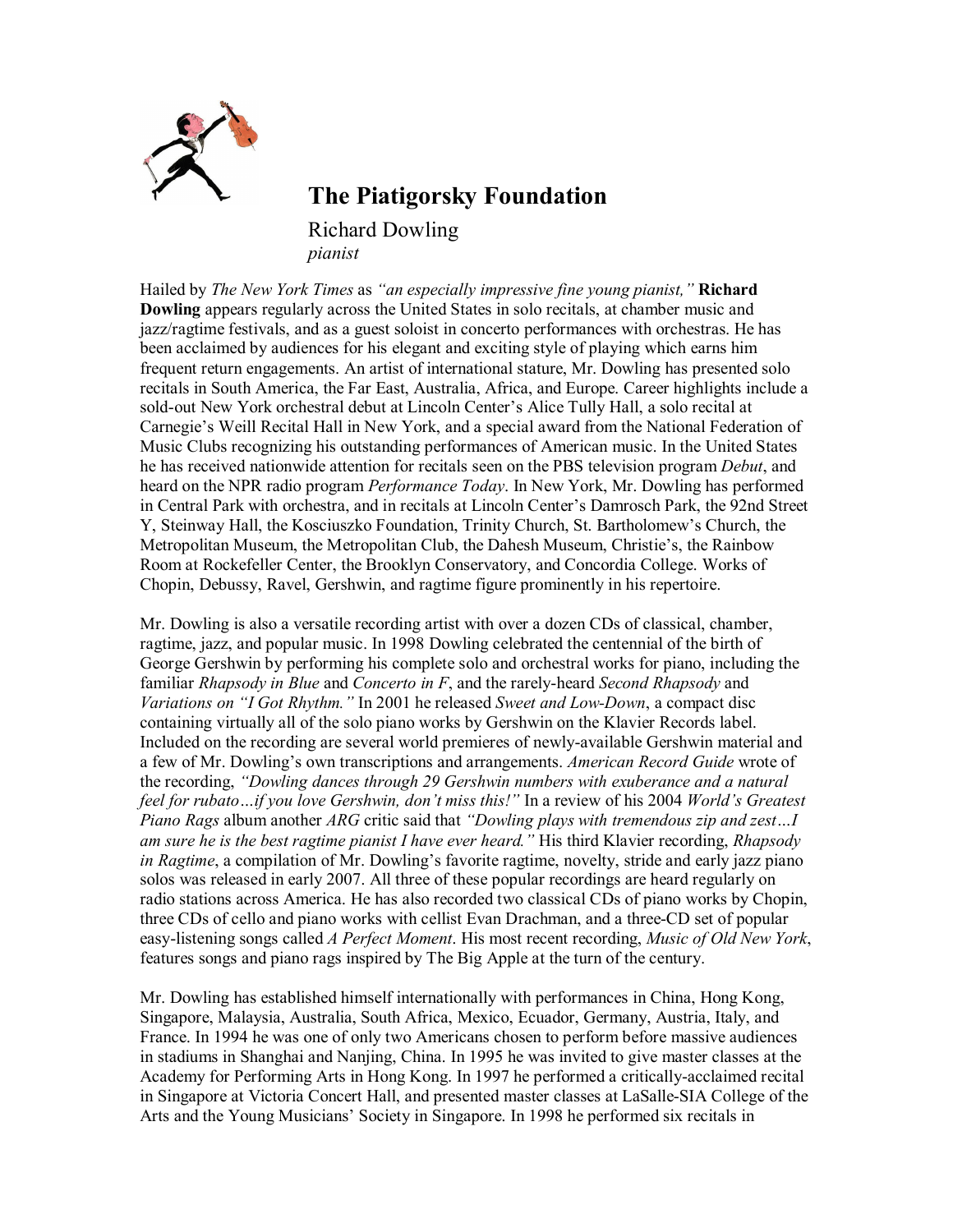# The Piatigorsky Foundation

Richard Dowling

*pianist*

Hailed by *The New York Times* as *"an especially impressive fine young pianist,"* **Richard Dowling** appears regularly across the United States in solo recitals, at chamber music and jazz/ragtime festivals, and as a guest soloist in concerto performances with orchestras. He has been acclaimed by audiences for his elegant and exciting style of playing which earns him frequent return engagements. An artist of international stature, Mr. Dowling has presented solo recitals in South America, the Far East, Australia, Africa, and Europe. Career highlights include a sold-out New York orchestral debut at Lincoln Center's Alice Tully Hall, a solo recital at Carnegie's Weill Recital Hall in New York, and a special award from the National Federation of Music Clubs recognizing his outstanding performances of American music. In the United States he has received nationwide attention for recitals seen on the PBS television program *Debut*, and heard on the NPR radio program *Performance Today*. In New York, Mr. Dowling has performed in Central Park with orchestra, and in recitals at Lincoln Center's Damrosch Park, the 92nd Street Y, Steinway Hall, the Kosciuszko Foundation, Trinity Church, St. Bartholomew's Church, the Metropolitan Museum, the Metropolitan Club, the Dahesh Museum, Christie's, the Rainbow Room at Rockefeller Center, the Brooklyn Conservatory, and Concordia College. Works of Chopin, Debussy, Ravel, Gershwin, and ragtime figure prominently in his repertoire.

Mr. Dowling is also a versatile recording artist with over a dozen CDs of classical, chamber, ragtime, jazz, and popular music. In 1998 Dowling celebrated the centennial of the birth of George Gershwin by performing his complete solo and orchestral works for piano, including the familiar *Rhapsody in Blue* and *Concerto in F*, and the rarely-heard *Second Rhapsody* and *Variations on "I Got Rhythm."* In 2001 he released *Sweet and Low-Down*, a compact disc containing virtually all of the solo piano works by Gershwin on the Klavier Records label. Included on the recording are several world premieres of newly-available Gershwin material and a few of Mr. Dowling's own transcriptions and arrangements. *American Record Guide* wrote of the recording, *"Dowling dances through 29 Gershwin numbers with exuberance and a natural feel for rubato…if you love Gershwin, don't miss this!"* In a review of his 2004 *World's Greatest Piano Rags* album another *ARG* critic said that *"Dowling plays with tremendous zip and zest…I am sure he is the best ragtime pianist I have ever heard."* His third Klavier recording, *Rhapsody in Ragtime*, a compilation of Mr. Dowling's favorite ragtime, novelty, stride and early jazz piano solos was released in early 2007. All three of these popular recordings are heard regularly on radio stations across America. He has also recorded two classical CDs of piano works by Chopin, three CDs of cello and piano works with cellist Evan Drachman, and a three-CD set of popular easy-listening songs called *A Perfect Moment*. His most recent recording, *Music of Old New York*, features songs and piano rags inspired by The Big Apple at the turn of the century.

Mr. Dowling has established himself internationally with performances in China, Hong Kong, Singapore, Malaysia, Australia, South Africa, Mexico, Ecuador, Germany, Austria, Italy, and France. In 1994 he was one of only two Americans chosen to perform before massive audiences in stadiums in Shanghai and Nanjing, China. In 1995 he was invited to give master classes at the Academy for Performing Arts in Hong Kong. In 1997 he performed a critically-acclaimed recital in Singapore at Victoria Concert Hall, and presented master classes at LaSalle-SIA College of the Arts and the Young Musicians' Society in Singapore. In 1998 he performed six recitals in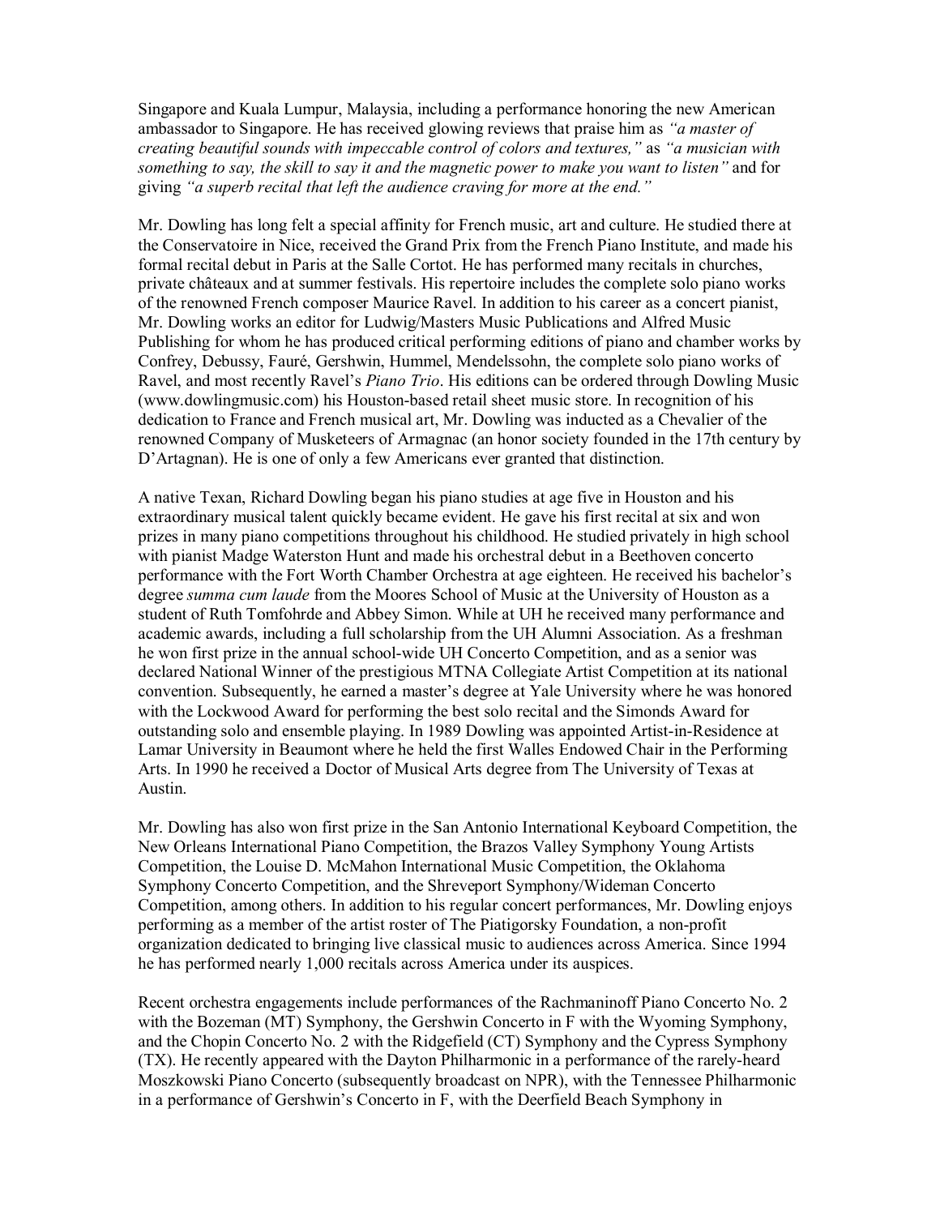Singapore and Kuala Lumpur, Malaysia, including a performance honoring the new American ambassador to Singapore. He has received glowing reviews that praise him as *"a master of creating beautiful sounds with impeccable control of colors and textures,"* as *"a musician with something to say, the skill to say it and the magnetic power to make you want to listen"* and for giving *"a superb recital that left the audience craving for more at the end."*

Mr. Dowling has long felt a special affinity for French music, art and culture. He studied there at the Conservatoire in Nice, received the Grand Prix from the French Piano Institute, and made his formal recital debut in Paris at the Salle Cortot. He has performed many recitals in churches, private châteaux and at summer festivals. His repertoire includes the complete solo piano works of the renowned French composer Maurice Ravel. In addition to his career as a concert pianist, Mr. Dowling works an editor for Ludwig/Masters Music Publications and Alfred Music Publishing for whom he has produced critical performing editions of piano and chamber works by Confrey, Debussy, Fauré, Gershwin, Hummel, Mendelssohn, the complete solo piano works of Ravel, and most recently Ravel's *Piano Trio*. His editions can be ordered through Dowling Music (www.dowlingmusic.com) his Houston-based retail sheet music store. In recognition of his dedication to France and French musical art, Mr. Dowling was inducted as a Chevalier of the renowned Company of Musketeers of Armagnac (an honor society founded in the 17th century by D'Artagnan). He is one of only a few Americans ever granted that distinction.

A native Texan, Richard Dowling began his piano studies at age five in Houston and his extraordinary musical talent quickly became evident. He gave his first recital at six and won prizes in many piano competitions throughout his childhood. He studied privately in high school with pianist Madge Waterston Hunt and made his orchestral debut in a Beethoven concerto performance with the Fort Worth Chamber Orchestra at age eighteen. He received his bachelor's degree *summa cum laude* from the Moores School of Music at the University of Houston as a student of Ruth Tomfohrde and Abbey Simon. While at UH he received many performance and academic awards, including a full scholarship from the UH Alumni Association. As a freshman he won first prize in the annual school-wide UH Concerto Competition, and as a senior was declared National Winner of the prestigious MTNA Collegiate Artist Competition at its national convention. Subsequently, he earned a master's degree at Yale University where he was honored with the Lockwood Award for performing the best solo recital and the Simonds Award for outstanding solo and ensemble playing. In 1989 Dowling was appointed Artist-in-Residence at Lamar University in Beaumont where he held the first Walles Endowed Chair in the Performing Arts. In 1990 he received a Doctor of Musical Arts degree from The University of Texas at Austin.

Mr. Dowling has also won first prize in the San Antonio International Keyboard Competition, the New Orleans International Piano Competition, the Brazos Valley Symphony Young Artists Competition, the Louise D. McMahon International Music Competition, the Oklahoma Symphony Concerto Competition, and the Shreveport Symphony/Wideman Concerto Competition, among others. In addition to his regular concert performances, Mr. Dowling enjoys performing as a member of the artist roster of The Piatigorsky Foundation, a non-profit organization dedicated to bringing live classical music to audiences across America. Since 1994 he has performed nearly 1,000 recitals across America under its auspices.

Recent orchestra engagements include performances of the Rachmaninoff Piano Concerto No. 2 with the Bozeman (MT) Symphony, the Gershwin Concerto in F with the Wyoming Symphony, and the Chopin Concerto No. 2 with the Ridgefield (CT) Symphony and the Cypress Symphony (TX). He recently appeared with the Dayton Philharmonic in a performance of the rarely-heard Moszkowski Piano Concerto (subsequently broadcast on NPR), with the Tennessee Philharmonic in a performance of Gershwin's Concerto in F, with the Deerfield Beach Symphony in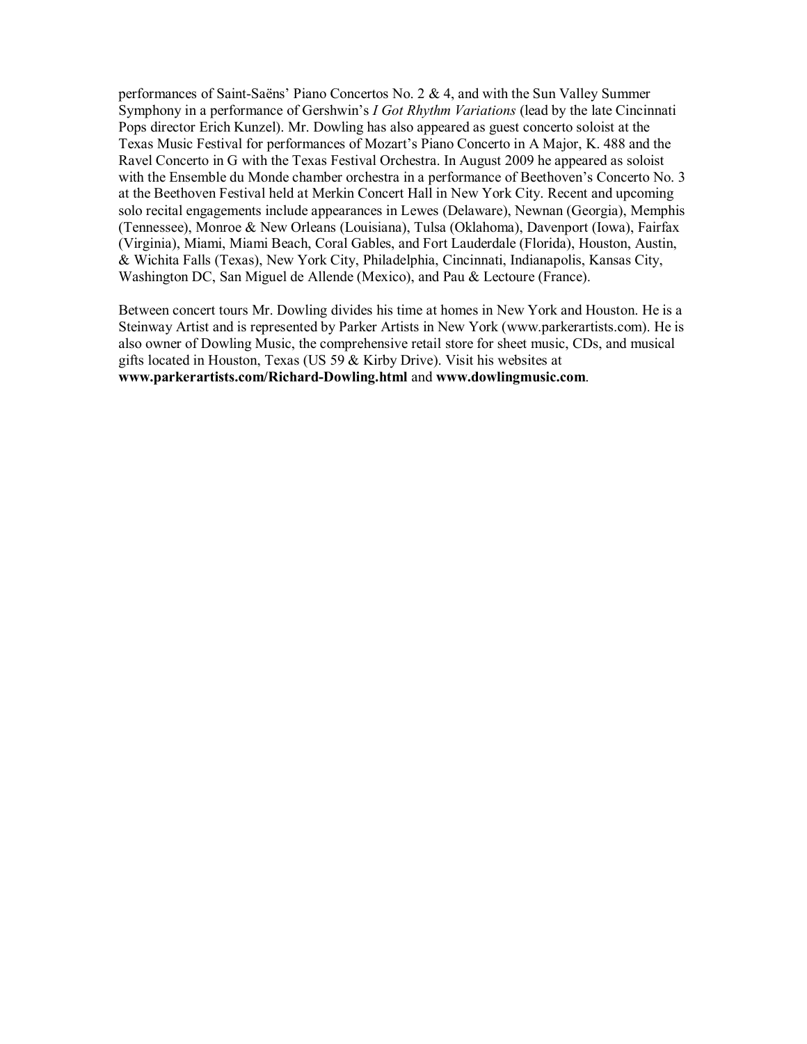performances of Saint-Saëns' Piano Concertos No. 2 & 4, and with the Sun Valley Summer Symphony in a performance of Gershwin's *I Got Rhythm Variations* (lead by the late Cincinnati Pops director Erich Kunzel). Mr. Dowling has also appeared as guest concerto soloist at the Texas Music Festival for performances of Mozart's Piano Concerto in A Major, K. 488 and the Ravel Concerto in G with the Texas Festival Orchestra. In August 2009 he appeared as soloist with the Ensemble du Monde chamber orchestra in a performance of Beethoven's Concerto No. 3 at the Beethoven Festival held at Merkin Concert Hall in New York City. Recent and upcoming solo recital engagements include appearances in Lewes (Delaware), Newnan (Georgia), Memphis (Tennessee), Monroe & New Orleans (Louisiana), Tulsa (Oklahoma), Davenport (Iowa), Fairfax (Virginia), Miami, Miami Beach, Coral Gables, and Fort Lauderdale (Florida), Houston, Austin, & Wichita Falls (Texas), New York City, Philadelphia, Cincinnati, Indianapolis, Kansas City, Washington DC, San Miguel de Allende (Mexico), and Pau & Lectoure (France).

Between concert tours Mr. Dowling divides his time at homes in New York and Houston. He is a Steinway Artist and is represented by Parker Artists in New York (www.parkerartists.com). He is also owner of Dowling Music, the comprehensive retail store for sheet music, CDs, and musical gifts located in Houston, Texas (US 59 & Kirby Drive). Visit his websites at **www.parkerartists.com/Richard-Dowling.html** and **www.dowlingmusic.com**.